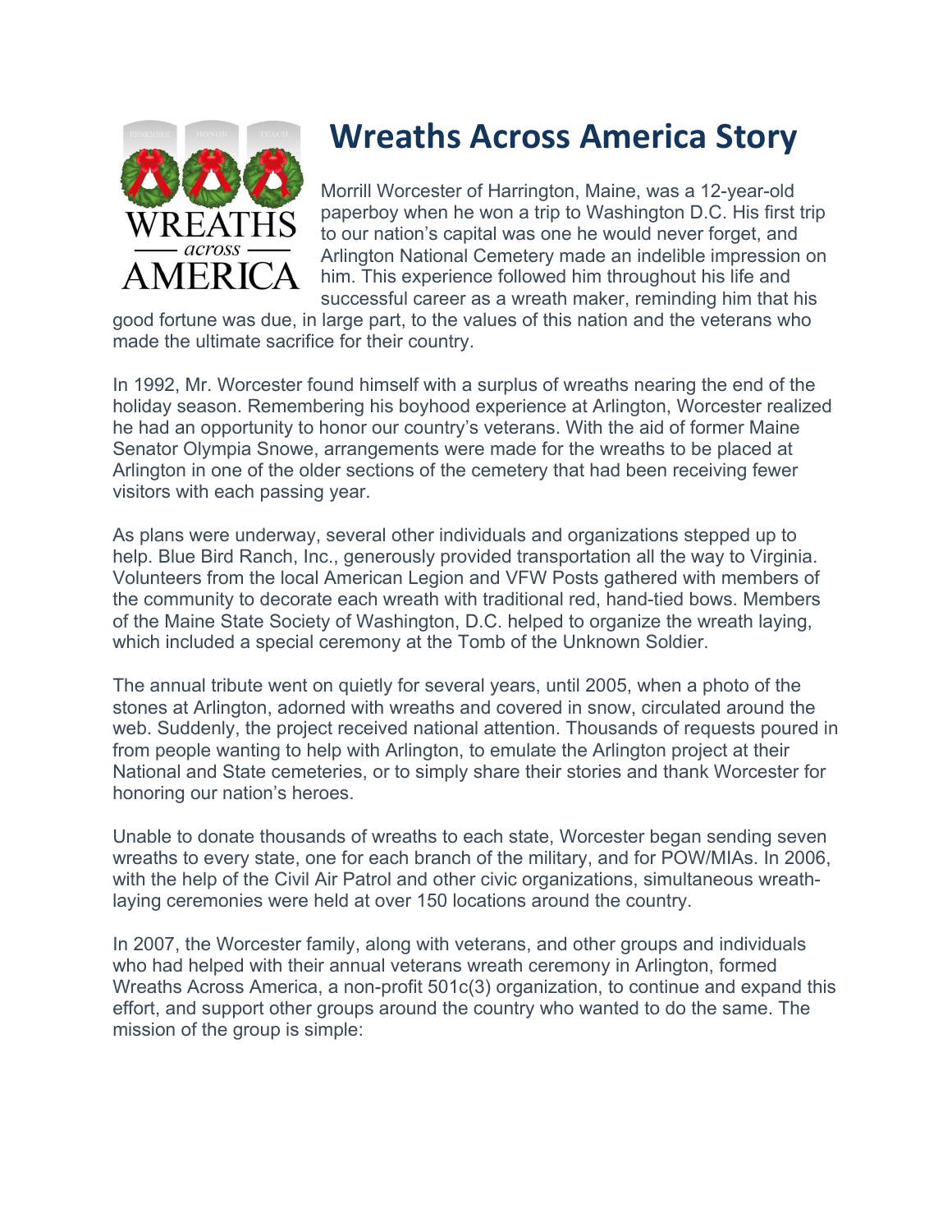# Wreaths Across America Story

Morrill Worcester of Harrington, Maine, was a 12-year-old paperboy when he won a trip to Washington D.C. His first trip to our nation's capital was one he would never forget, and Arlington National Cemetery made an indelible impression on him. This experience followed him throughout his life and successful career as a wreath maker, reminding him that his good fortune was due, in large part, to the values of this nation and the veterans who made the ultimate sacrifice for their country.

In 1992, Mr. Worcester found himself with a surplus of wreaths nearing the end of the holiday season. Remembering his boyhood experience at Arlington, Worcester realized he had an opportunity to honor our country's veterans. With the aid of former Maine Senator Olympia Snowe, arrangements were made for the wreaths to be placed at Arlington in one of the older sections of the cemetery that had been receiving fewer visitors with each passing year.

As plans were underway, several other individuals and organizations stepped up to help. Blue Bird Ranch, Inc., generously provided transportation all the way to Virginia. Volunteers from the local American Legion and VFW Posts gathered with members of the community to decorate each wreath with traditional red, hand-tied bows. Members of the Maine State Society of Washington, D.C. helped to organize the wreath laying, which included a special ceremony at the Tomb of the Unknown Soldier.

The annual tribute went on quietly for several years, until 2005, when a photo of the stones at Arlington, adorned with wreaths and covered in snow, circulated around the web. Suddenly, the project received national attention. Thousands of requests poured in from people wanting to help with Arlington, to emulate the Arlington project at their National and State cemeteries, or to simply share their stories and thank Worcester for honoring our nation's heroes.

Unable to donate thousands of wreaths to each state, Worcester began sending seven wreaths to every state, one for each branch of the military, and for POW/MIAs. In 2006, with the help of the Civil Air Patrol and other civic organizations, simultaneous wreath-laying ceremonies were held at over 150 locations around the country.

In 2007, the Worcester family, along with veterans, and other groups and individuals who had helped with their annual veterans wreath ceremony in Arlington, formed Wreaths Across America, a non-profit 501c(3) organization, to continue and expand this effort, and support other groups around the country who wanted to do the same. The mission of the group is simple: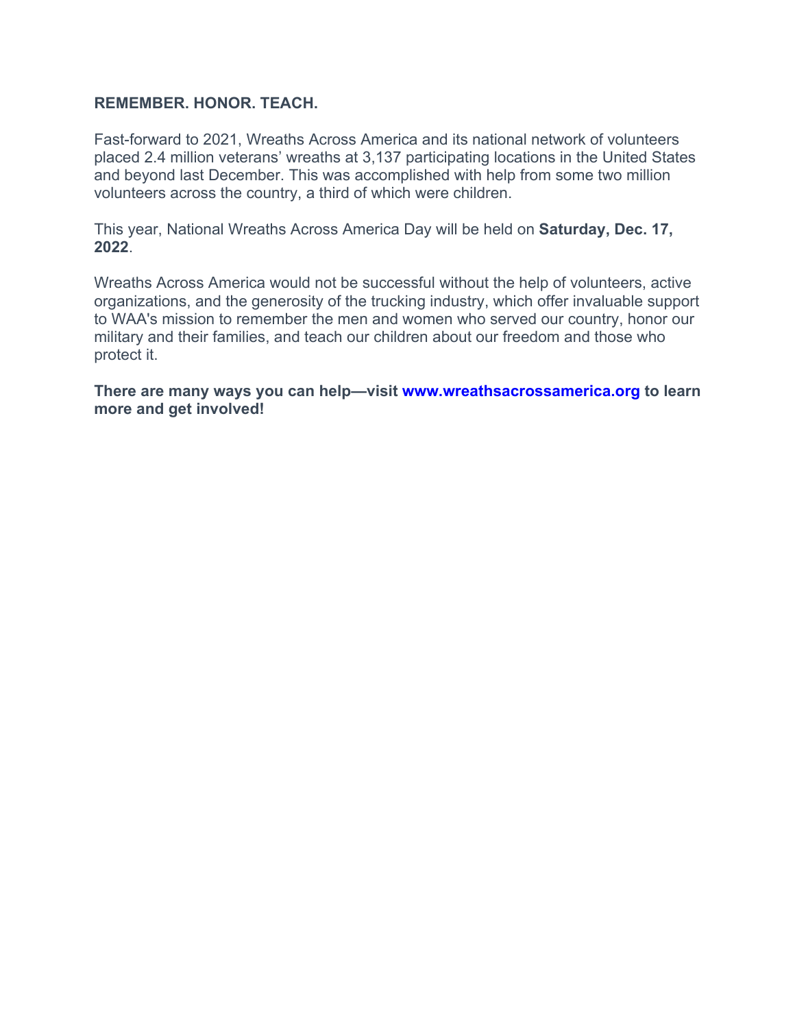**REMEMBER. HONOR. TEACH.**

Fast-forward to 2021, Wreaths Across America and its national network of volunteers placed 2.4 million veterans' wreaths at 3,137 participating locations in the United States and beyond last December. This was accomplished with help from some two million volunteers across the country, a third of which were children.

This year, National Wreaths Across America Day will be held on **Saturday, Dec. 17, 2022**.

Wreaths Across America would not be successful without the help of volunteers, active organizations, and the generosity of the trucking industry, which offer invaluable support to WAA's mission to remember the men and women who served our country, honor our military and their families, and teach our children about our freedom and those who protect it.

**There are many ways you can help—visit www.wreathsacrossamerica.org to learn more and get involved!**